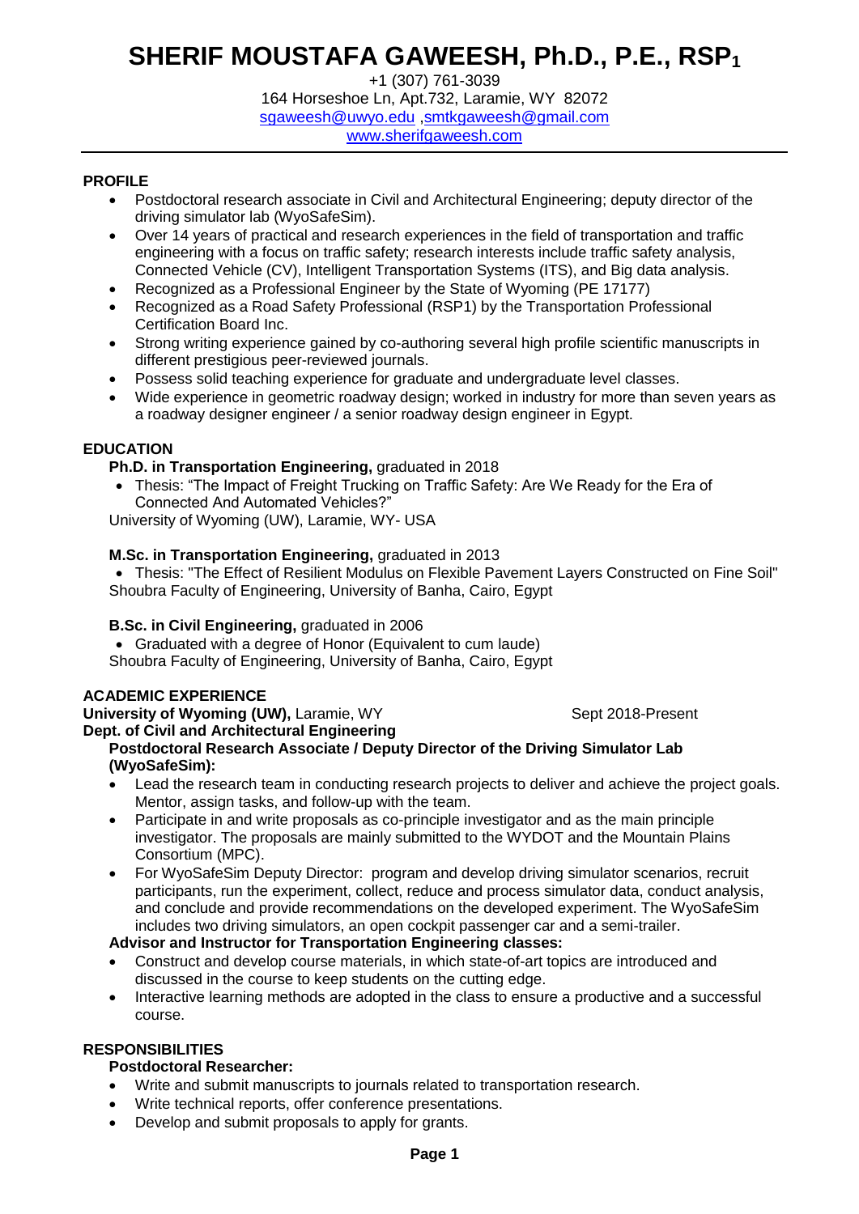# SHERIF MOUSTAFA GAWEESH, Ph.D., P.E., RSP$_1$

+1 (307) 761-3039
164 Horseshoe Ln, Apt.732, Laramie, WY 82072
sgaweesh@uwyo.edu ,smtkgaweesh@gmail.com
www.sherifgaweesh.com

## PROFILE

- Postdoctoral research associate in Civil and Architectural Engineering; deputy director of the driving simulator lab (WyoSafeSim).
- Over 14 years of practical and research experiences in the field of transportation and traffic engineering with a focus on traffic safety; research interests include traffic safety analysis, Connected Vehicle (CV), Intelligent Transportation Systems (ITS), and Big data analysis.
- Recognized as a Professional Engineer by the State of Wyoming (PE 17177)
- Recognized as a Road Safety Professional (RSP1) by the Transportation Professional Certification Board Inc.
- Strong writing experience gained by co-authoring several high profile scientific manuscripts in different prestigious peer-reviewed journals.
- Possess solid teaching experience for graduate and undergraduate level classes.
- Wide experience in geometric roadway design; worked in industry for more than seven years as a roadway designer engineer / a senior roadway design engineer in Egypt.

## EDUCATION

**Ph.D. in Transportation Engineering,** graduated in 2018

- Thesis: "The Impact of Freight Trucking on Traffic Safety: Are We Ready for the Era of Connected And Automated Vehicles?"

University of Wyoming (UW), Laramie, WY- USA

**M.Sc. in Transportation Engineering,** graduated in 2013

- Thesis: "The Effect of Resilient Modulus on Flexible Pavement Layers Constructed on Fine Soil"

Shoubra Faculty of Engineering, University of Banha, Cairo, Egypt

**B.Sc. in Civil Engineering,** graduated in 2006

- Graduated with a degree of Honor (Equivalent to cum laude)

Shoubra Faculty of Engineering, University of Banha, Cairo, Egypt

## ACADEMIC EXPERIENCE

**University of Wyoming (UW),** Laramie, WY — Sept 2018-Present

**Dept. of Civil and Architectural Engineering**

**Postdoctoral Research Associate / Deputy Director of the Driving Simulator Lab (WyoSafeSim):**

- Lead the research team in conducting research projects to deliver and achieve the project goals. Mentor, assign tasks, and follow-up with the team.
- Participate in and write proposals as co-principle investigator and as the main principle investigator. The proposals are mainly submitted to the WYDOT and the Mountain Plains Consortium (MPC).
- For WyoSafeSim Deputy Director: program and develop driving simulator scenarios, recruit participants, run the experiment, collect, reduce and process simulator data, conduct analysis, and conclude and provide recommendations on the developed experiment. The WyoSafeSim includes two driving simulators, an open cockpit passenger car and a semi-trailer.

**Advisor and Instructor for Transportation Engineering classes:**

- Construct and develop course materials, in which state-of-art topics are introduced and discussed in the course to keep students on the cutting edge.
- Interactive learning methods are adopted in the class to ensure a productive and a successful course.

## RESPONSIBILITIES

**Postdoctoral Researcher:**

- Write and submit manuscripts to journals related to transportation research.
- Write technical reports, offer conference presentations.
- Develop and submit proposals to apply for grants.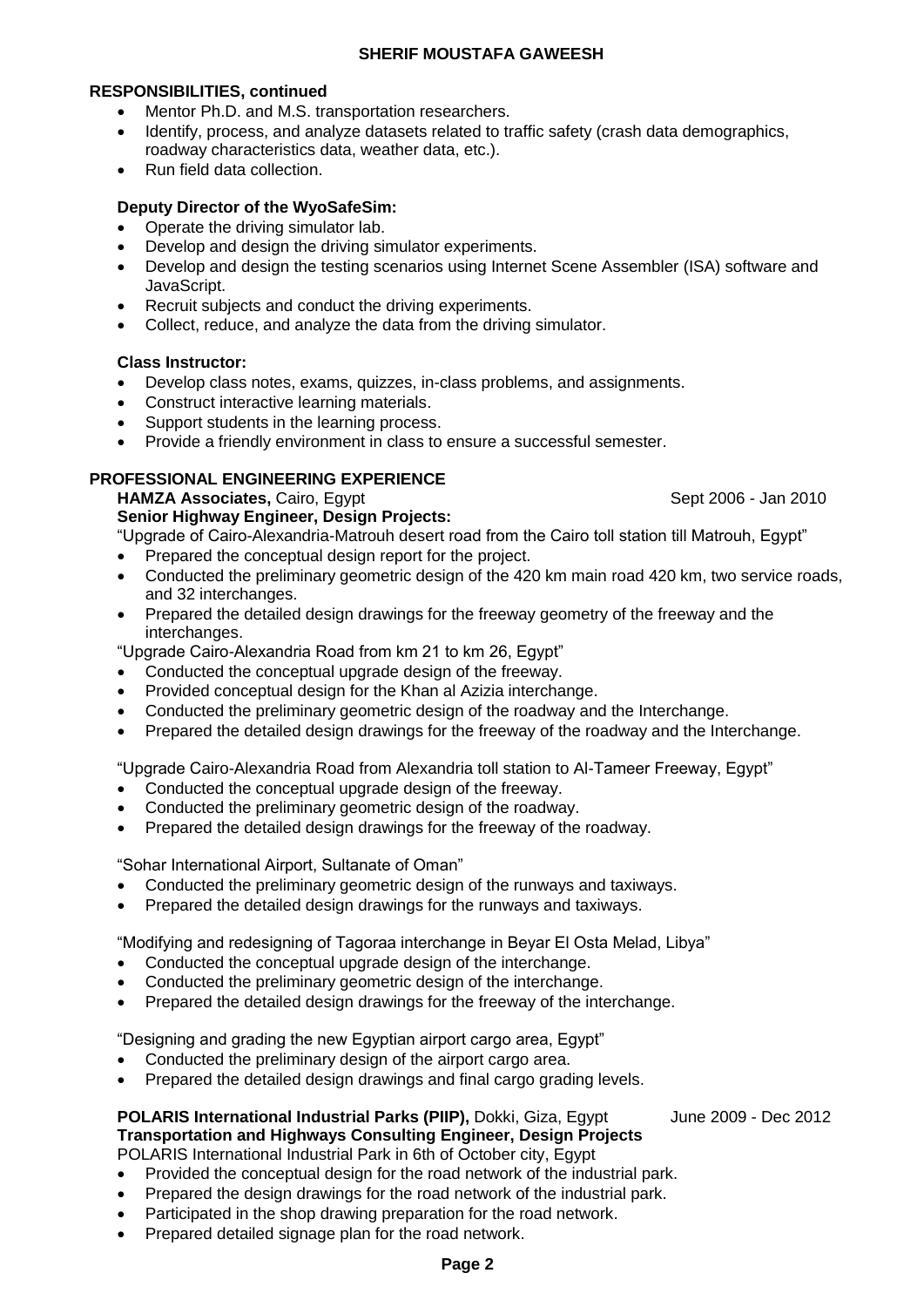**RESPONSIBILITIES, continued**

- Mentor Ph.D. and M.S. transportation researchers.
- Identify, process, and analyze datasets related to traffic safety (crash data demographics, roadway characteristics data, weather data, etc.).
- Run field data collection.

**Deputy Director of the WyoSafeSim:**

- Operate the driving simulator lab.
- Develop and design the driving simulator experiments.
- Develop and design the testing scenarios using Internet Scene Assembler (ISA) software and JavaScript.
- Recruit subjects and conduct the driving experiments.
- Collect, reduce, and analyze the data from the driving simulator.

**Class Instructor:**

- Develop class notes, exams, quizzes, in-class problems, and assignments.
- Construct interactive learning materials.
- Support students in the learning process.
- Provide a friendly environment in class to ensure a successful semester.

## PROFESSIONAL ENGINEERING EXPERIENCE

**HAMZA Associates,** Cairo, Egypt — Sept 2006 - Jan 2010

**Senior Highway Engineer, Design Projects:**

"Upgrade of Cairo-Alexandria-Matrouh desert road from the Cairo toll station till Matrouh, Egypt"

- Prepared the conceptual design report for the project.
- Conducted the preliminary geometric design of the 420 km main road 420 km, two service roads, and 32 interchanges.
- Prepared the detailed design drawings for the freeway geometry of the freeway and the interchanges.

"Upgrade Cairo-Alexandria Road from km 21 to km 26, Egypt"

- Conducted the conceptual upgrade design of the freeway.
- Provided conceptual design for the Khan al Azizia interchange.
- Conducted the preliminary geometric design of the roadway and the Interchange.
- Prepared the detailed design drawings for the freeway of the roadway and the Interchange.

"Upgrade Cairo-Alexandria Road from Alexandria toll station to Al-Tameer Freeway, Egypt"

- Conducted the conceptual upgrade design of the freeway.
- Conducted the preliminary geometric design of the roadway.
- Prepared the detailed design drawings for the freeway of the roadway.

"Sohar International Airport, Sultanate of Oman"

- Conducted the preliminary geometric design of the runways and taxiways.
- Prepared the detailed design drawings for the runways and taxiways.

"Modifying and redesigning of Tagoraa interchange in Beyar El Osta Melad, Libya"

- Conducted the conceptual upgrade design of the interchange.
- Conducted the preliminary geometric design of the interchange.
- Prepared the detailed design drawings for the freeway of the interchange.

"Designing and grading the new Egyptian airport cargo area, Egypt"

- Conducted the preliminary design of the airport cargo area.
- Prepared the detailed design drawings and final cargo grading levels.

**POLARIS International Industrial Parks (PIIP),** Dokki, Giza, Egypt — June 2009 - Dec 2012

**Transportation and Highways Consulting Engineer, Design Projects**

POLARIS International Industrial Park in 6th of October city, Egypt

- Provided the conceptual design for the road network of the industrial park.
- Prepared the design drawings for the road network of the industrial park.
- Participated in the shop drawing preparation for the road network.
- Prepared detailed signage plan for the road network.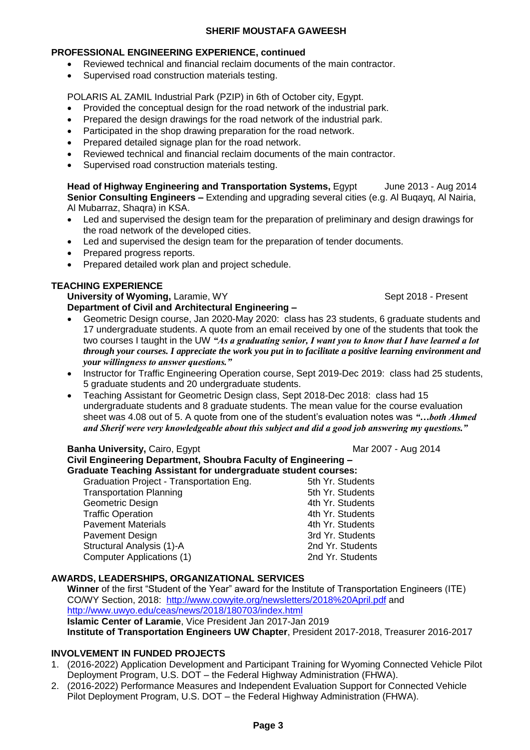## PROFESSIONAL ENGINEERING EXPERIENCE, continued

- Reviewed technical and financial reclaim documents of the main contractor.
- Supervised road construction materials testing.

POLARIS AL ZAMIL Industrial Park (PZIP) in 6th of October city, Egypt.

- Provided the conceptual design for the road network of the industrial park.
- Prepared the design drawings for the road network of the industrial park.
- Participated in the shop drawing preparation for the road network.
- Prepared detailed signage plan for the road network.
- Reviewed technical and financial reclaim documents of the main contractor.
- Supervised road construction materials testing.

**Head of Highway Engineering and Transportation Systems,** Egypt June 2013 - Aug 2014
**Senior Consulting Engineers –** Extending and upgrading several cities (e.g. Al Buqayq, Al Nairia, Al Mubarraz, Shaqra) in KSA.

- Led and supervised the design team for the preparation of preliminary and design drawings for the road network of the developed cities.
- Led and supervised the design team for the preparation of tender documents.
- Prepared progress reports.
- Prepared detailed work plan and project schedule.

## TEACHING EXPERIENCE

**University of Wyoming,** Laramie, WY Sept 2018 - Present
**Department of Civil and Architectural Engineering –**

- Geometric Design course, Jan 2020-May 2020: class has 23 students, 6 graduate students and 17 undergraduate students. A quote from an email received by one of the students that took the two courses I taught in the UW ***"As a graduating senior, I want you to know that I have learned a lot through your courses. I appreciate the work you put in to facilitate a positive learning environment and your willingness to answer questions."***
- Instructor for Traffic Engineering Operation course, Sept 2019-Dec 2019: class had 25 students, 5 graduate students and 20 undergraduate students.
- Teaching Assistant for Geometric Design class, Sept 2018-Dec 2018: class had 15 undergraduate students and 8 graduate students. The mean value for the course evaluation sheet was 4.08 out of 5. A quote from one of the student's evaluation notes was ***"…both Ahmed and Sherif were very knowledgeable about this subject and did a good job answering my questions."***

**Banha University,** Cairo, Egypt Mar 2007 - Aug 2014
**Civil Engineering Department, Shoubra Faculty of Engineering –**
**Graduate Teaching Assistant for undergraduate student courses:**

| Course | Students |
|---|---|
| Graduation Project - Transportation Eng. | 5th Yr. Students |
| Transportation Planning | 5th Yr. Students |
| Geometric Design | 4th Yr. Students |
| Traffic Operation | 4th Yr. Students |
| Pavement Materials | 4th Yr. Students |
| Pavement Design | 3rd Yr. Students |
| Structural Analysis (1)-A | 2nd Yr. Students |
| Computer Applications (1) | 2nd Yr. Students |

## AWARDS, LEADERSHIPS, ORGANIZATIONAL SERVICES

**Winner** of the first "Student of the Year" award for the Institute of Transportation Engineers (ITE) CO/WY Section, 2018: http://www.cowyite.org/newsletters/2018%20April.pdf and http://www.uwyo.edu/ceas/news/2018/180703/index.html
**Islamic Center of Laramie**, Vice President Jan 2017-Jan 2019
**Institute of Transportation Engineers UW Chapter**, President 2017-2018, Treasurer 2016-2017

## INVOLVEMENT IN FUNDED PROJECTS

1. (2016-2022) Application Development and Participant Training for Wyoming Connected Vehicle Pilot Deployment Program, U.S. DOT – the Federal Highway Administration (FHWA).
2. (2016-2022) Performance Measures and Independent Evaluation Support for Connected Vehicle Pilot Deployment Program, U.S. DOT – the Federal Highway Administration (FHWA).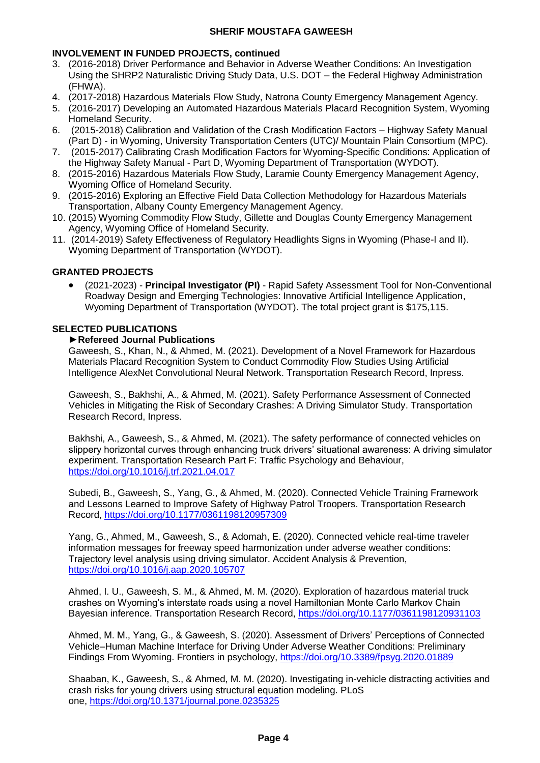## INVOLVEMENT IN FUNDED PROJECTS, continued

3. (2016-2018) Driver Performance and Behavior in Adverse Weather Conditions: An Investigation Using the SHRP2 Naturalistic Driving Study Data, U.S. DOT – the Federal Highway Administration (FHWA).
4. (2017-2018) Hazardous Materials Flow Study, Natrona County Emergency Management Agency.
5. (2016-2017) Developing an Automated Hazardous Materials Placard Recognition System, Wyoming Homeland Security.
6. (2015-2018) Calibration and Validation of the Crash Modification Factors – Highway Safety Manual (Part D) - in Wyoming, University Transportation Centers (UTC)/ Mountain Plain Consortium (MPC).
7. (2015-2017) Calibrating Crash Modification Factors for Wyoming-Specific Conditions: Application of the Highway Safety Manual - Part D, Wyoming Department of Transportation (WYDOT).
8. (2015-2016) Hazardous Materials Flow Study, Laramie County Emergency Management Agency, Wyoming Office of Homeland Security.
9. (2015-2016) Exploring an Effective Field Data Collection Methodology for Hazardous Materials Transportation, Albany County Emergency Management Agency.
10. (2015) Wyoming Commodity Flow Study, Gillette and Douglas County Emergency Management Agency, Wyoming Office of Homeland Security.
11. (2014-2019) Safety Effectiveness of Regulatory Headlights Signs in Wyoming (Phase-I and II). Wyoming Department of Transportation (WYDOT).

## GRANTED PROJECTS

- (2021-2023) - **Principal Investigator (PI)** - Rapid Safety Assessment Tool for Non-Conventional Roadway Design and Emerging Technologies: Innovative Artificial Intelligence Application, Wyoming Department of Transportation (WYDOT). The total project grant is $175,115.

## SELECTED PUBLICATIONS

### ►Refereed Journal Publications

Gaweesh, S., Khan, N., & Ahmed, M. (2021). Development of a Novel Framework for Hazardous Materials Placard Recognition System to Conduct Commodity Flow Studies Using Artificial Intelligence AlexNet Convolutional Neural Network. Transportation Research Record, Inpress.

Gaweesh, S., Bakhshi, A., & Ahmed, M. (2021). Safety Performance Assessment of Connected Vehicles in Mitigating the Risk of Secondary Crashes: A Driving Simulator Study. Transportation Research Record, Inpress.

Bakhshi, A., Gaweesh, S., & Ahmed, M. (2021). The safety performance of connected vehicles on slippery horizontal curves through enhancing truck drivers' situational awareness: A driving simulator experiment. Transportation Research Part F: Traffic Psychology and Behaviour, https://doi.org/10.1016/j.trf.2021.04.017

Subedi, B., Gaweesh, S., Yang, G., & Ahmed, M. (2020). Connected Vehicle Training Framework and Lessons Learned to Improve Safety of Highway Patrol Troopers. Transportation Research Record, https://doi.org/10.1177/0361198120957309

Yang, G., Ahmed, M., Gaweesh, S., & Adomah, E. (2020). Connected vehicle real-time traveler information messages for freeway speed harmonization under adverse weather conditions: Trajectory level analysis using driving simulator. Accident Analysis & Prevention, https://doi.org/10.1016/j.aap.2020.105707

Ahmed, I. U., Gaweesh, S. M., & Ahmed, M. M. (2020). Exploration of hazardous material truck crashes on Wyoming's interstate roads using a novel Hamiltonian Monte Carlo Markov Chain Bayesian inference. Transportation Research Record, https://doi.org/10.1177/0361198120931103

Ahmed, M. M., Yang, G., & Gaweesh, S. (2020). Assessment of Drivers' Perceptions of Connected Vehicle–Human Machine Interface for Driving Under Adverse Weather Conditions: Preliminary Findings From Wyoming. Frontiers in psychology, https://doi.org/10.3389/fpsyg.2020.01889

Shaaban, K., Gaweesh, S., & Ahmed, M. M. (2020). Investigating in-vehicle distracting activities and crash risks for young drivers using structural equation modeling. PLoS one, https://doi.org/10.1371/journal.pone.0235325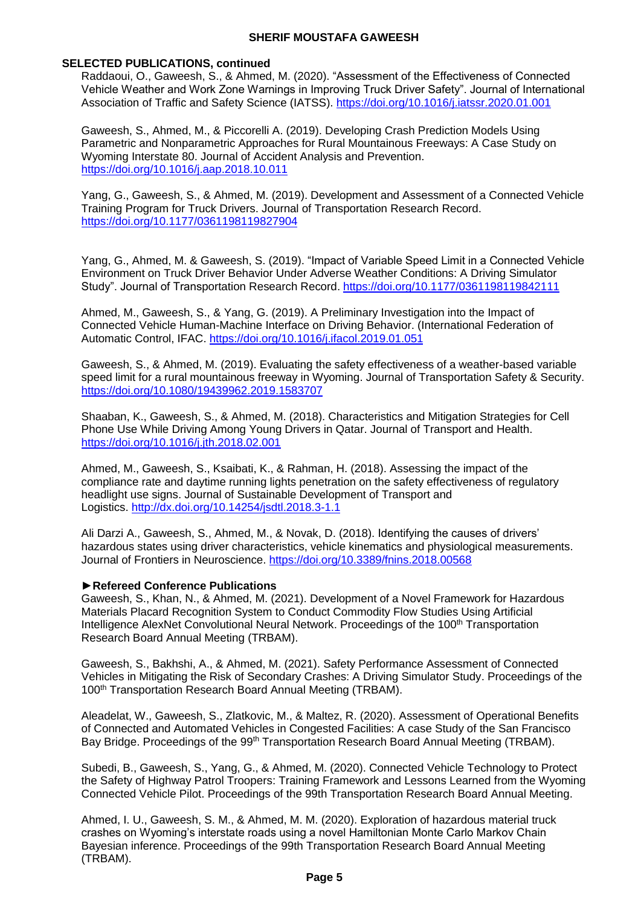## SELECTED PUBLICATIONS, continued

Raddaoui, O., Gaweesh, S., & Ahmed, M. (2020). "Assessment of the Effectiveness of Connected Vehicle Weather and Work Zone Warnings in Improving Truck Driver Safety". Journal of International Association of Traffic and Safety Science (IATSS). https://doi.org/10.1016/j.iatssr.2020.01.001

Gaweesh, S., Ahmed, M., & Piccorelli A. (2019). Developing Crash Prediction Models Using Parametric and Nonparametric Approaches for Rural Mountainous Freeways: A Case Study on Wyoming Interstate 80. Journal of Accident Analysis and Prevention. https://doi.org/10.1016/j.aap.2018.10.011

Yang, G., Gaweesh, S., & Ahmed, M. (2019). Development and Assessment of a Connected Vehicle Training Program for Truck Drivers. Journal of Transportation Research Record. https://doi.org/10.1177/0361198119827904

Yang, G., Ahmed, M. & Gaweesh, S. (2019). "Impact of Variable Speed Limit in a Connected Vehicle Environment on Truck Driver Behavior Under Adverse Weather Conditions: A Driving Simulator Study". Journal of Transportation Research Record. https://doi.org/10.1177/0361198119842111

Ahmed, M., Gaweesh, S., & Yang, G. (2019). A Preliminary Investigation into the Impact of Connected Vehicle Human-Machine Interface on Driving Behavior. (International Federation of Automatic Control, IFAC. https://doi.org/10.1016/j.ifacol.2019.01.051

Gaweesh, S., & Ahmed, M. (2019). Evaluating the safety effectiveness of a weather-based variable speed limit for a rural mountainous freeway in Wyoming. Journal of Transportation Safety & Security. https://doi.org/10.1080/19439962.2019.1583707

Shaaban, K., Gaweesh, S., & Ahmed, M. (2018). Characteristics and Mitigation Strategies for Cell Phone Use While Driving Among Young Drivers in Qatar. Journal of Transport and Health. https://doi.org/10.1016/j.jth.2018.02.001

Ahmed, M., Gaweesh, S., Ksaibati, K., & Rahman, H. (2018). Assessing the impact of the compliance rate and daytime running lights penetration on the safety effectiveness of regulatory headlight use signs. Journal of Sustainable Development of Transport and Logistics. http://dx.doi.org/10.14254/jsdtl.2018.3-1.1

Ali Darzi A., Gaweesh, S., Ahmed, M., & Novak, D. (2018). Identifying the causes of drivers' hazardous states using driver characteristics, vehicle kinematics and physiological measurements. Journal of Frontiers in Neuroscience. https://doi.org/10.3389/fnins.2018.00568

### ►Refereed Conference Publications

Gaweesh, S., Khan, N., & Ahmed, M. (2021). Development of a Novel Framework for Hazardous Materials Placard Recognition System to Conduct Commodity Flow Studies Using Artificial Intelligence AlexNet Convolutional Neural Network. Proceedings of the 100th Transportation Research Board Annual Meeting (TRBAM).

Gaweesh, S., Bakhshi, A., & Ahmed, M. (2021). Safety Performance Assessment of Connected Vehicles in Mitigating the Risk of Secondary Crashes: A Driving Simulator Study. Proceedings of the 100th Transportation Research Board Annual Meeting (TRBAM).

Aleadelat, W., Gaweesh, S., Zlatkovic, M., & Maltez, R. (2020). Assessment of Operational Benefits of Connected and Automated Vehicles in Congested Facilities: A case Study of the San Francisco Bay Bridge. Proceedings of the 99th Transportation Research Board Annual Meeting (TRBAM).

Subedi, B., Gaweesh, S., Yang, G., & Ahmed, M. (2020). Connected Vehicle Technology to Protect the Safety of Highway Patrol Troopers: Training Framework and Lessons Learned from the Wyoming Connected Vehicle Pilot. Proceedings of the 99th Transportation Research Board Annual Meeting.

Ahmed, I. U., Gaweesh, S. M., & Ahmed, M. M. (2020). Exploration of hazardous material truck crashes on Wyoming's interstate roads using a novel Hamiltonian Monte Carlo Markov Chain Bayesian inference. Proceedings of the 99th Transportation Research Board Annual Meeting (TRBAM).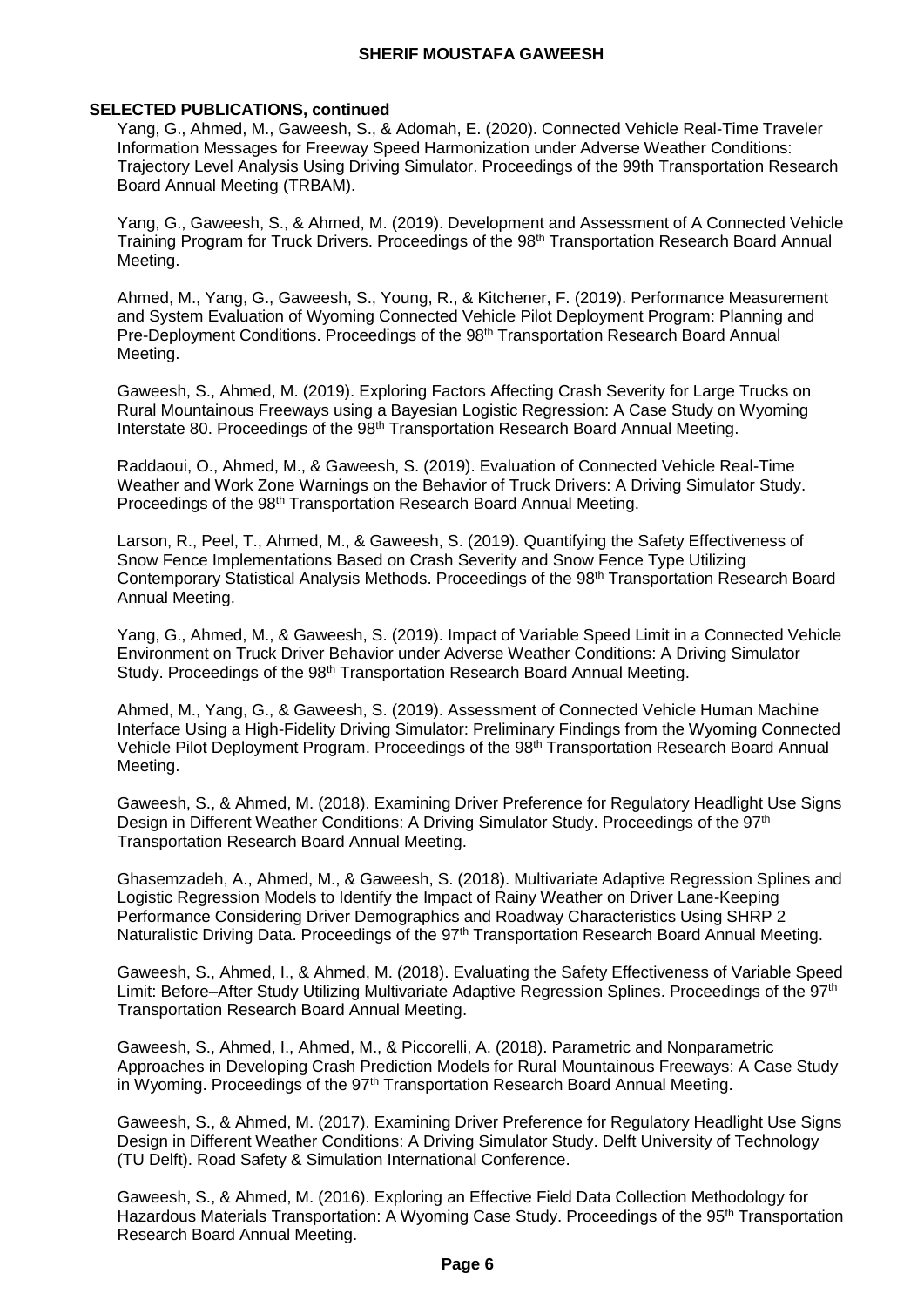## SELECTED PUBLICATIONS, continued

Yang, G., Ahmed, M., Gaweesh, S., & Adomah, E. (2020). Connected Vehicle Real-Time Traveler Information Messages for Freeway Speed Harmonization under Adverse Weather Conditions: Trajectory Level Analysis Using Driving Simulator. Proceedings of the 99th Transportation Research Board Annual Meeting (TRBAM).

Yang, G., Gaweesh, S., & Ahmed, M. (2019). Development and Assessment of A Connected Vehicle Training Program for Truck Drivers. Proceedings of the 98th Transportation Research Board Annual Meeting.

Ahmed, M., Yang, G., Gaweesh, S., Young, R., & Kitchener, F. (2019). Performance Measurement and System Evaluation of Wyoming Connected Vehicle Pilot Deployment Program: Planning and Pre-Deployment Conditions. Proceedings of the 98th Transportation Research Board Annual Meeting.

Gaweesh, S., Ahmed, M. (2019). Exploring Factors Affecting Crash Severity for Large Trucks on Rural Mountainous Freeways using a Bayesian Logistic Regression: A Case Study on Wyoming Interstate 80. Proceedings of the 98th Transportation Research Board Annual Meeting.

Raddaoui, O., Ahmed, M., & Gaweesh, S. (2019). Evaluation of Connected Vehicle Real-Time Weather and Work Zone Warnings on the Behavior of Truck Drivers: A Driving Simulator Study. Proceedings of the 98th Transportation Research Board Annual Meeting.

Larson, R., Peel, T., Ahmed, M., & Gaweesh, S. (2019). Quantifying the Safety Effectiveness of Snow Fence Implementations Based on Crash Severity and Snow Fence Type Utilizing Contemporary Statistical Analysis Methods. Proceedings of the 98th Transportation Research Board Annual Meeting.

Yang, G., Ahmed, M., & Gaweesh, S. (2019). Impact of Variable Speed Limit in a Connected Vehicle Environment on Truck Driver Behavior under Adverse Weather Conditions: A Driving Simulator Study. Proceedings of the 98th Transportation Research Board Annual Meeting.

Ahmed, M., Yang, G., & Gaweesh, S. (2019). Assessment of Connected Vehicle Human Machine Interface Using a High-Fidelity Driving Simulator: Preliminary Findings from the Wyoming Connected Vehicle Pilot Deployment Program. Proceedings of the 98th Transportation Research Board Annual Meeting.

Gaweesh, S., & Ahmed, M. (2018). Examining Driver Preference for Regulatory Headlight Use Signs Design in Different Weather Conditions: A Driving Simulator Study. Proceedings of the 97th Transportation Research Board Annual Meeting.

Ghasemzadeh, A., Ahmed, M., & Gaweesh, S. (2018). Multivariate Adaptive Regression Splines and Logistic Regression Models to Identify the Impact of Rainy Weather on Driver Lane-Keeping Performance Considering Driver Demographics and Roadway Characteristics Using SHRP 2 Naturalistic Driving Data. Proceedings of the 97th Transportation Research Board Annual Meeting.

Gaweesh, S., Ahmed, I., & Ahmed, M. (2018). Evaluating the Safety Effectiveness of Variable Speed Limit: Before–After Study Utilizing Multivariate Adaptive Regression Splines. Proceedings of the 97th Transportation Research Board Annual Meeting.

Gaweesh, S., Ahmed, I., Ahmed, M., & Piccorelli, A. (2018). Parametric and Nonparametric Approaches in Developing Crash Prediction Models for Rural Mountainous Freeways: A Case Study in Wyoming. Proceedings of the 97th Transportation Research Board Annual Meeting.

Gaweesh, S., & Ahmed, M. (2017). Examining Driver Preference for Regulatory Headlight Use Signs Design in Different Weather Conditions: A Driving Simulator Study. Delft University of Technology (TU Delft). Road Safety & Simulation International Conference.

Gaweesh, S., & Ahmed, M. (2016). Exploring an Effective Field Data Collection Methodology for Hazardous Materials Transportation: A Wyoming Case Study. Proceedings of the 95th Transportation Research Board Annual Meeting.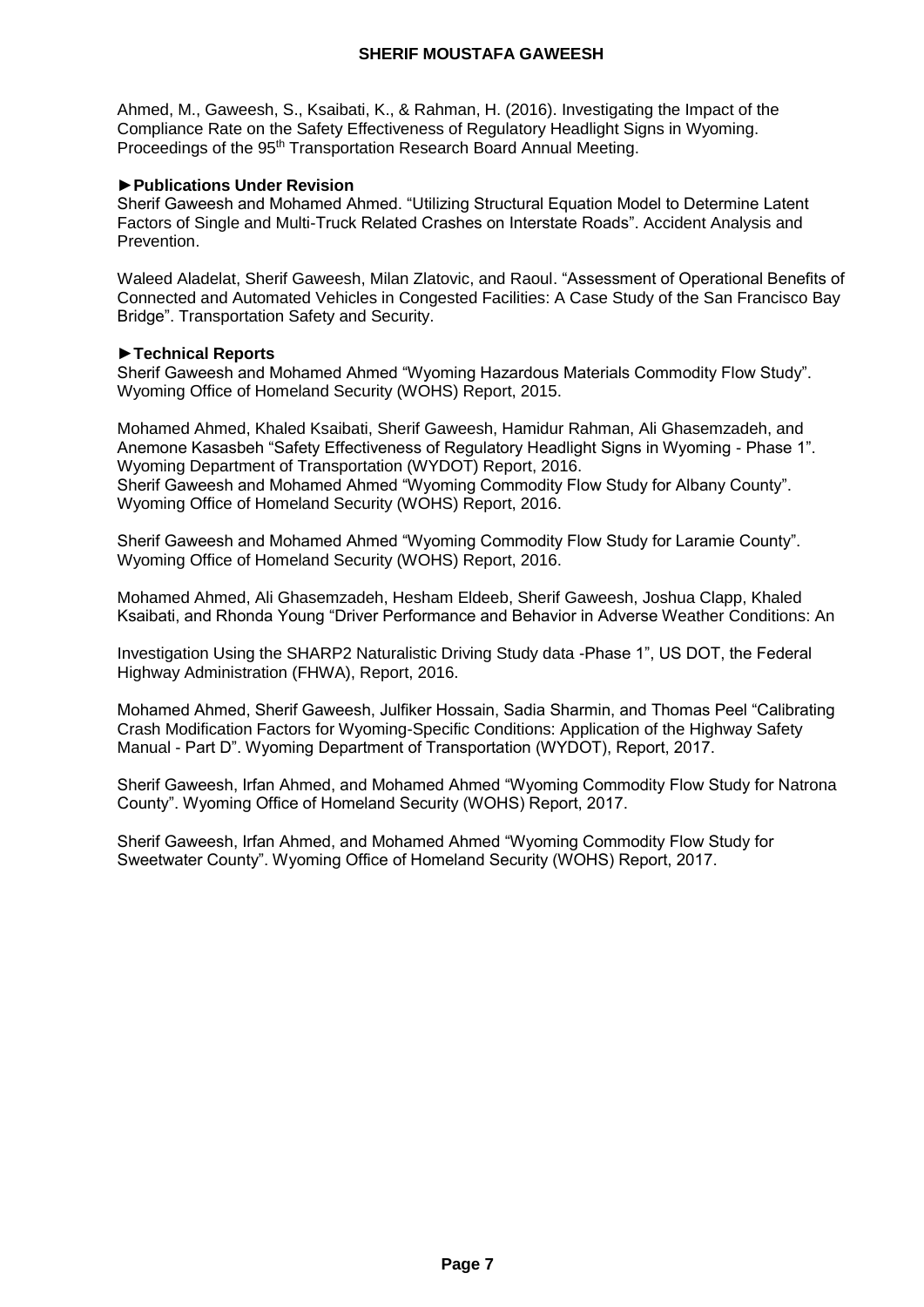Ahmed, M., Gaweesh, S., Ksaibati, K., & Rahman, H. (2016). Investigating the Impact of the Compliance Rate on the Safety Effectiveness of Regulatory Headlight Signs in Wyoming. Proceedings of the 95th Transportation Research Board Annual Meeting.

**►Publications Under Revision**

Sherif Gaweesh and Mohamed Ahmed. "Utilizing Structural Equation Model to Determine Latent Factors of Single and Multi-Truck Related Crashes on Interstate Roads". Accident Analysis and Prevention.

Waleed Aladelat, Sherif Gaweesh, Milan Zlatovic, and Raoul. "Assessment of Operational Benefits of Connected and Automated Vehicles in Congested Facilities: A Case Study of the San Francisco Bay Bridge". Transportation Safety and Security.

**►Technical Reports**

Sherif Gaweesh and Mohamed Ahmed "Wyoming Hazardous Materials Commodity Flow Study". Wyoming Office of Homeland Security (WOHS) Report, 2015.

Mohamed Ahmed, Khaled Ksaibati, Sherif Gaweesh, Hamidur Rahman, Ali Ghasemzadeh, and Anemone Kasasbeh "Safety Effectiveness of Regulatory Headlight Signs in Wyoming - Phase 1". Wyoming Department of Transportation (WYDOT) Report, 2016.
Sherif Gaweesh and Mohamed Ahmed "Wyoming Commodity Flow Study for Albany County". Wyoming Office of Homeland Security (WOHS) Report, 2016.

Sherif Gaweesh and Mohamed Ahmed "Wyoming Commodity Flow Study for Laramie County". Wyoming Office of Homeland Security (WOHS) Report, 2016.

Mohamed Ahmed, Ali Ghasemzadeh, Hesham Eldeeb, Sherif Gaweesh, Joshua Clapp, Khaled Ksaibati, and Rhonda Young "Driver Performance and Behavior in Adverse Weather Conditions: An Investigation Using the SHARP2 Naturalistic Driving Study data -Phase 1", US DOT, the Federal Highway Administration (FHWA), Report, 2016.

Mohamed Ahmed, Sherif Gaweesh, Julfiker Hossain, Sadia Sharmin, and Thomas Peel "Calibrating Crash Modification Factors for Wyoming-Specific Conditions: Application of the Highway Safety Manual - Part D". Wyoming Department of Transportation (WYDOT), Report, 2017.

Sherif Gaweesh, Irfan Ahmed, and Mohamed Ahmed "Wyoming Commodity Flow Study for Natrona County". Wyoming Office of Homeland Security (WOHS) Report, 2017.

Sherif Gaweesh, Irfan Ahmed, and Mohamed Ahmed "Wyoming Commodity Flow Study for Sweetwater County". Wyoming Office of Homeland Security (WOHS) Report, 2017.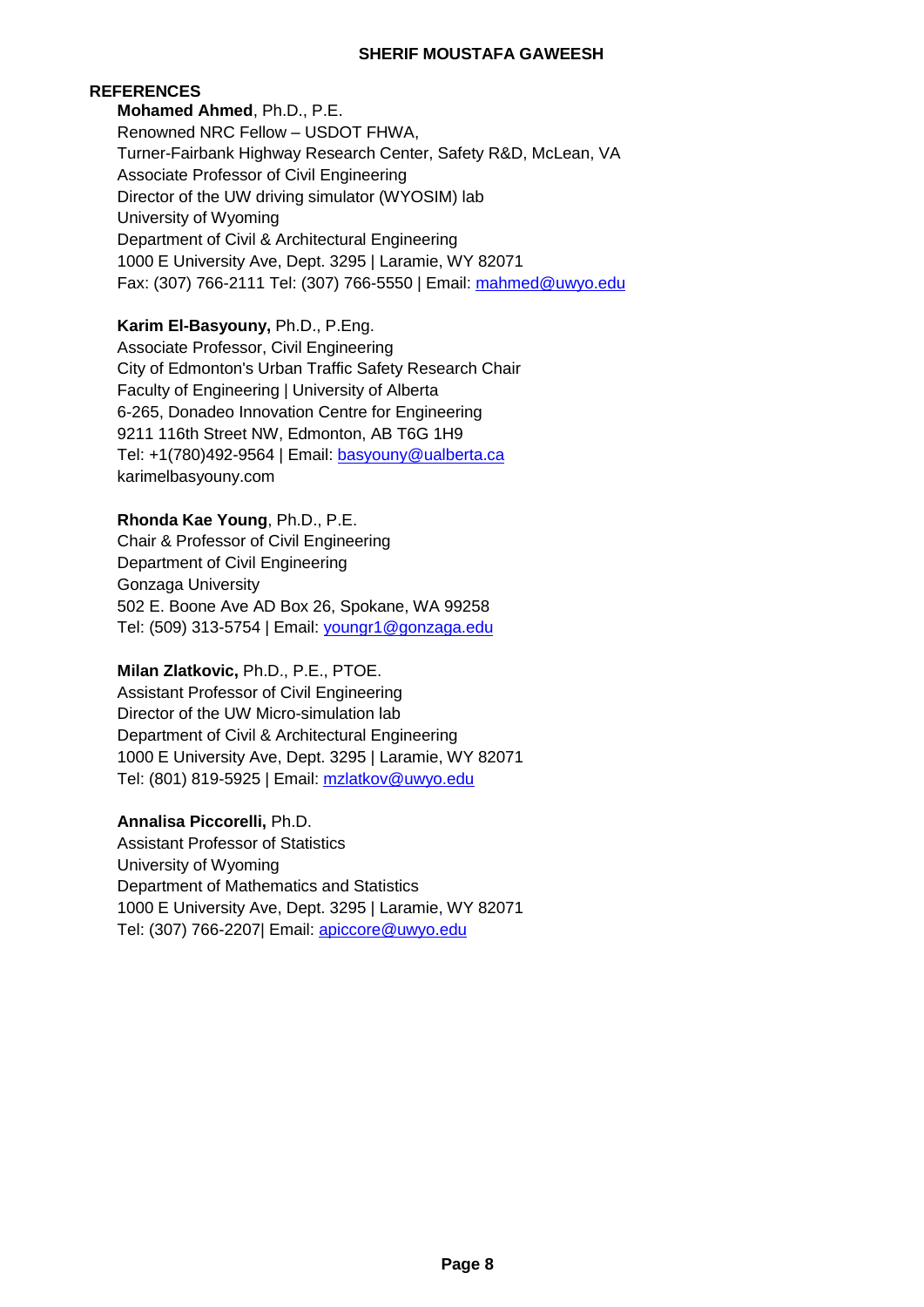## REFERENCES

**Mohamed Ahmed**, Ph.D., P.E.
Renowned NRC Fellow – USDOT FHWA,
Turner-Fairbank Highway Research Center, Safety R&D, McLean, VA
Associate Professor of Civil Engineering
Director of the UW driving simulator (WYOSIM) lab
University of Wyoming
Department of Civil & Architectural Engineering
1000 E University Ave, Dept. 3295 | Laramie, WY 82071
Fax: (307) 766-2111 Tel: (307) 766-5550 | Email: mahmed@uwyo.edu

**Karim El-Basyouny,** Ph.D., P.Eng.
Associate Professor, Civil Engineering
City of Edmonton's Urban Traffic Safety Research Chair
Faculty of Engineering | University of Alberta
6-265, Donadeo Innovation Centre for Engineering
9211 116th Street NW, Edmonton, AB T6G 1H9
Tel: +1(780)492-9564 | Email: basyouny@ualberta.ca
karimelbasyouny.com

**Rhonda Kae Young**, Ph.D., P.E.
Chair & Professor of Civil Engineering
Department of Civil Engineering
Gonzaga University
502 E. Boone Ave AD Box 26, Spokane, WA 99258
Tel: (509) 313-5754 | Email: youngr1@gonzaga.edu

**Milan Zlatkovic,** Ph.D., P.E., PTOE.
Assistant Professor of Civil Engineering
Director of the UW Micro-simulation lab
Department of Civil & Architectural Engineering
1000 E University Ave, Dept. 3295 | Laramie, WY 82071
Tel: (801) 819-5925 | Email: mzlatkov@uwyo.edu

**Annalisa Piccorelli,** Ph.D.
Assistant Professor of Statistics
University of Wyoming
Department of Mathematics and Statistics
1000 E University Ave, Dept. 3295 | Laramie, WY 82071
Tel: (307) 766-2207| Email: apiccore@uwyo.edu